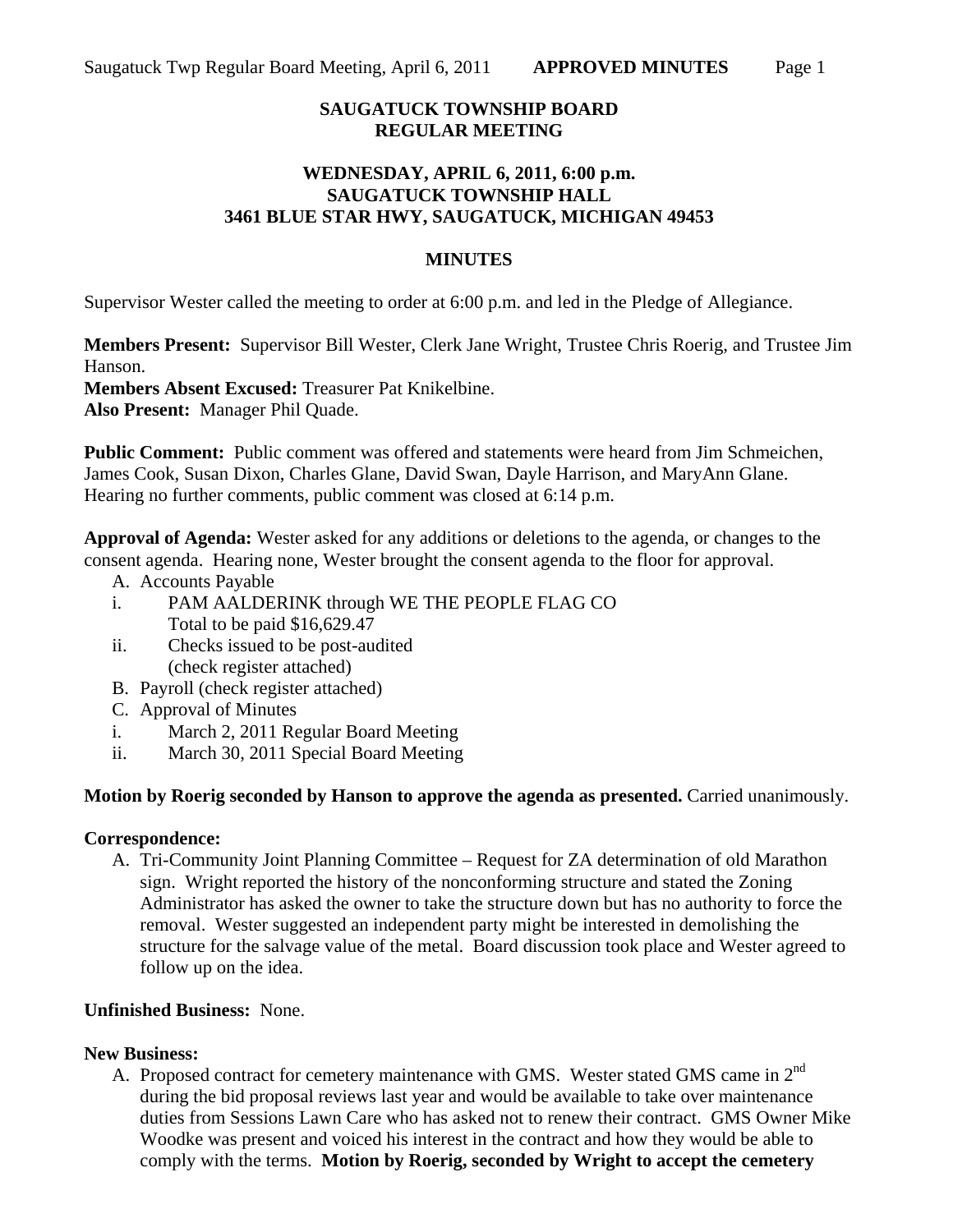**SAUGATUCK TOWNSHIP BOARD**
**REGULAR MEETING**

**WEDNESDAY, APRIL 6, 2011, 6:00 p.m.**
**SAUGATUCK TOWNSHIP HALL**
**3461 BLUE STAR HWY, SAUGATUCK, MICHIGAN 49453**

**MINUTES**

Supervisor Wester called the meeting to order at 6:00 p.m. and led in the Pledge of Allegiance.

**Members Present:** Supervisor Bill Wester, Clerk Jane Wright, Trustee Chris Roerig, and Trustee Jim Hanson.
**Members Absent Excused:** Treasurer Pat Knikelbine.
**Also Present:** Manager Phil Quade.

**Public Comment:** Public comment was offered and statements were heard from Jim Schmeichen, James Cook, Susan Dixon, Charles Glane, David Swan, Dayle Harrison, and MaryAnn Glane. Hearing no further comments, public comment was closed at 6:14 p.m.

**Approval of Agenda:** Wester asked for any additions or deletions to the agenda, or changes to the consent agenda. Hearing none, Wester brought the consent agenda to the floor for approval.

A. Accounts Payable
   i. PAM AALDERINK through WE THE PEOPLE FLAG CO
      Total to be paid $16,629.47
   ii. Checks issued to be post-audited
      (check register attached)
B. Payroll (check register attached)
C. Approval of Minutes
   i. March 2, 2011 Regular Board Meeting
   ii. March 30, 2011 Special Board Meeting

**Motion by Roerig seconded by Hanson to approve the agenda as presented.** Carried unanimously.

**Correspondence:**

A. Tri-Community Joint Planning Committee – Request for ZA determination of old Marathon sign. Wright reported the history of the nonconforming structure and stated the Zoning Administrator has asked the owner to take the structure down but has no authority to force the removal. Wester suggested an independent party might be interested in demolishing the structure for the salvage value of the metal. Board discussion took place and Wester agreed to follow up on the idea.

**Unfinished Business:** None.

**New Business:**

A. Proposed contract for cemetery maintenance with GMS. Wester stated GMS came in 2nd during the bid proposal reviews last year and would be available to take over maintenance duties from Sessions Lawn Care who has asked not to renew their contract. GMS Owner Mike Woodke was present and voiced his interest in the contract and how they would be able to comply with the terms. **Motion by Roerig, seconded by Wright to accept the cemetery**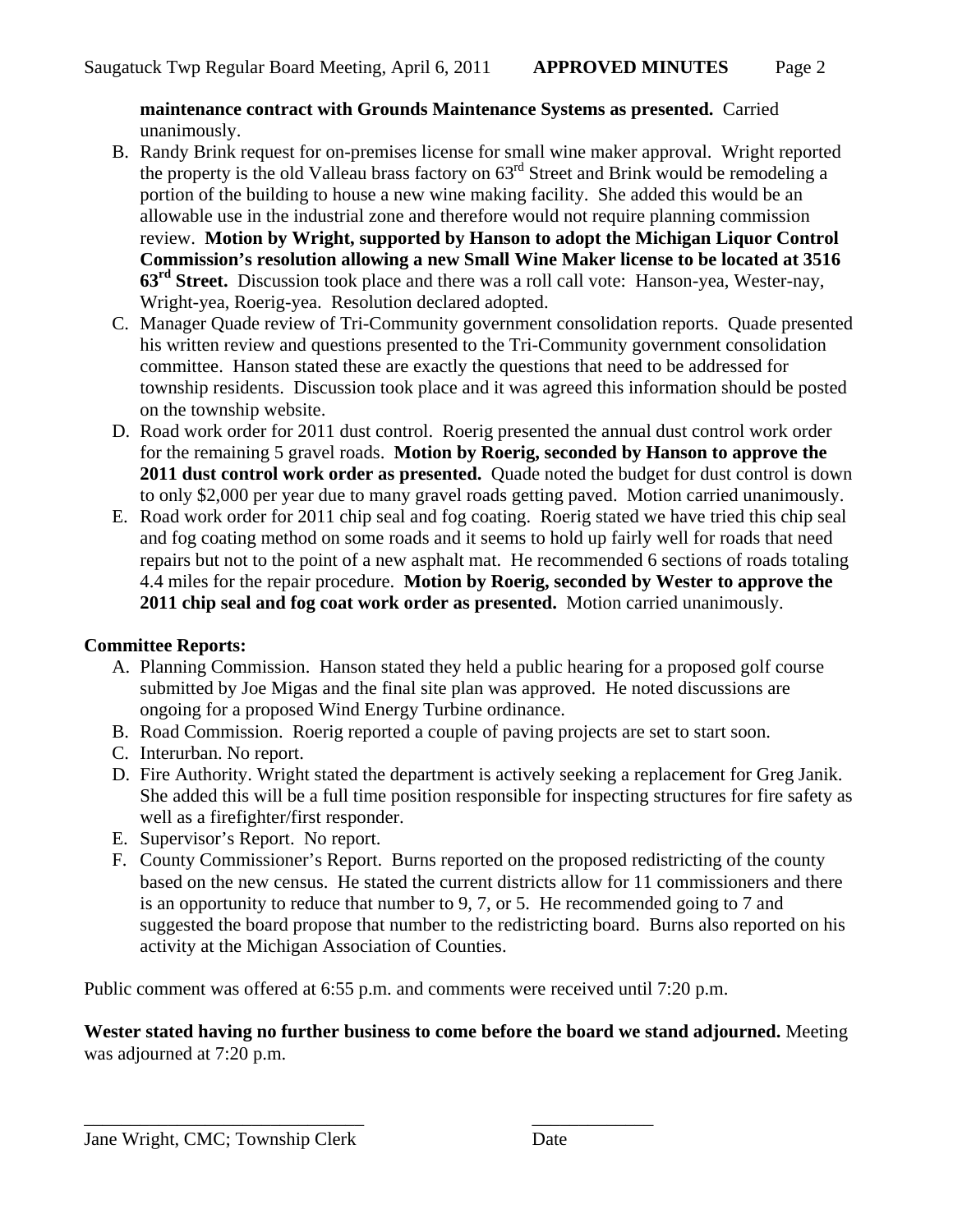**maintenance contract with Grounds Maintenance Systems as presented.** Carried unanimously.

B. Randy Brink request for on-premises license for small wine maker approval. Wright reported the property is the old Valleau brass factory on 63rd Street and Brink would be remodeling a portion of the building to house a new wine making facility. She added this would be an allowable use in the industrial zone and therefore would not require planning commission review. **Motion by Wright, supported by Hanson to adopt the Michigan Liquor Control Commission's resolution allowing a new Small Wine Maker license to be located at 3516 63rd Street.** Discussion took place and there was a roll call vote: Hanson-yea, Wester-nay, Wright-yea, Roerig-yea. Resolution declared adopted.
C. Manager Quade review of Tri-Community government consolidation reports. Quade presented his written review and questions presented to the Tri-Community government consolidation committee. Hanson stated these are exactly the questions that need to be addressed for township residents. Discussion took place and it was agreed this information should be posted on the township website.
D. Road work order for 2011 dust control. Roerig presented the annual dust control work order for the remaining 5 gravel roads. **Motion by Roerig, seconded by Hanson to approve the 2011 dust control work order as presented.** Quade noted the budget for dust control is down to only $2,000 per year due to many gravel roads getting paved. Motion carried unanimously.
E. Road work order for 2011 chip seal and fog coating. Roerig stated we have tried this chip seal and fog coating method on some roads and it seems to hold up fairly well for roads that need repairs but not to the point of a new asphalt mat. He recommended 6 sections of roads totaling 4.4 miles for the repair procedure. **Motion by Roerig, seconded by Wester to approve the 2011 chip seal and fog coat work order as presented.** Motion carried unanimously.

**Committee Reports:**

A. Planning Commission. Hanson stated they held a public hearing for a proposed golf course submitted by Joe Migas and the final site plan was approved. He noted discussions are ongoing for a proposed Wind Energy Turbine ordinance.
B. Road Commission. Roerig reported a couple of paving projects are set to start soon.
C. Interurban. No report.
D. Fire Authority. Wright stated the department is actively seeking a replacement for Greg Janik. She added this will be a full time position responsible for inspecting structures for fire safety as well as a firefighter/first responder.
E. Supervisor's Report. No report.
F. County Commissioner's Report. Burns reported on the proposed redistricting of the county based on the new census. He stated the current districts allow for 11 commissioners and there is an opportunity to reduce that number to 9, 7, or 5. He recommended going to 7 and suggested the board propose that number to the redistricting board. Burns also reported on his activity at the Michigan Association of Counties.

Public comment was offered at 6:55 p.m. and comments were received until 7:20 p.m.

**Wester stated having no further business to come before the board we stand adjourned.** Meeting was adjourned at 7:20 p.m.

_____________________________ _____________

Jane Wright, CMC; Township Clerk Date